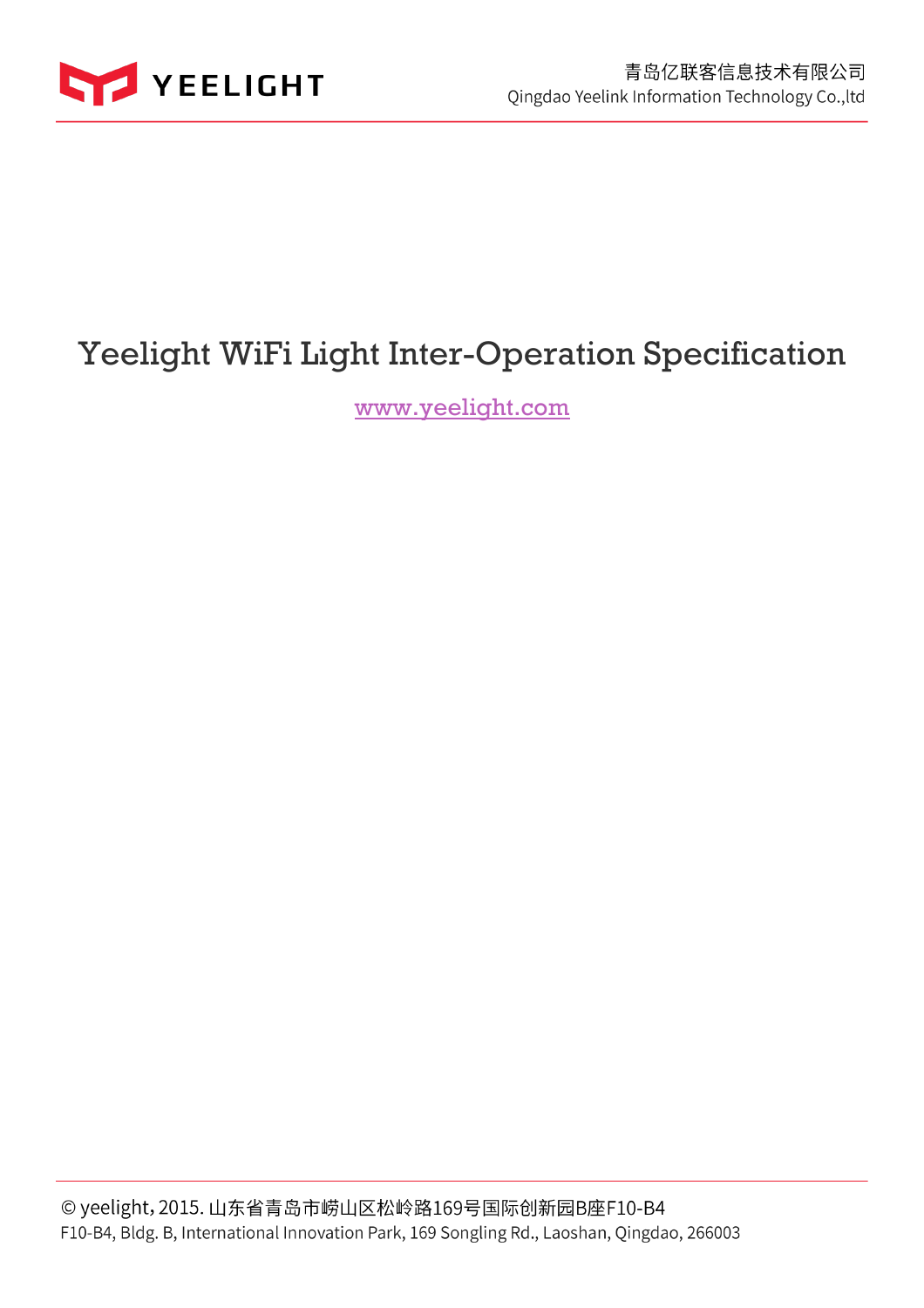# Yeelight WiFi Light Inter-Operation Specification

www.yeelight.com

© yeelight, 2015. 山东省青岛市崂山区松岭路169号国际创新园B座F10-B4

F10-B4, Bldg. B, International Innovation Park, 169 Songling Rd., Laoshan, Qingdao, 266003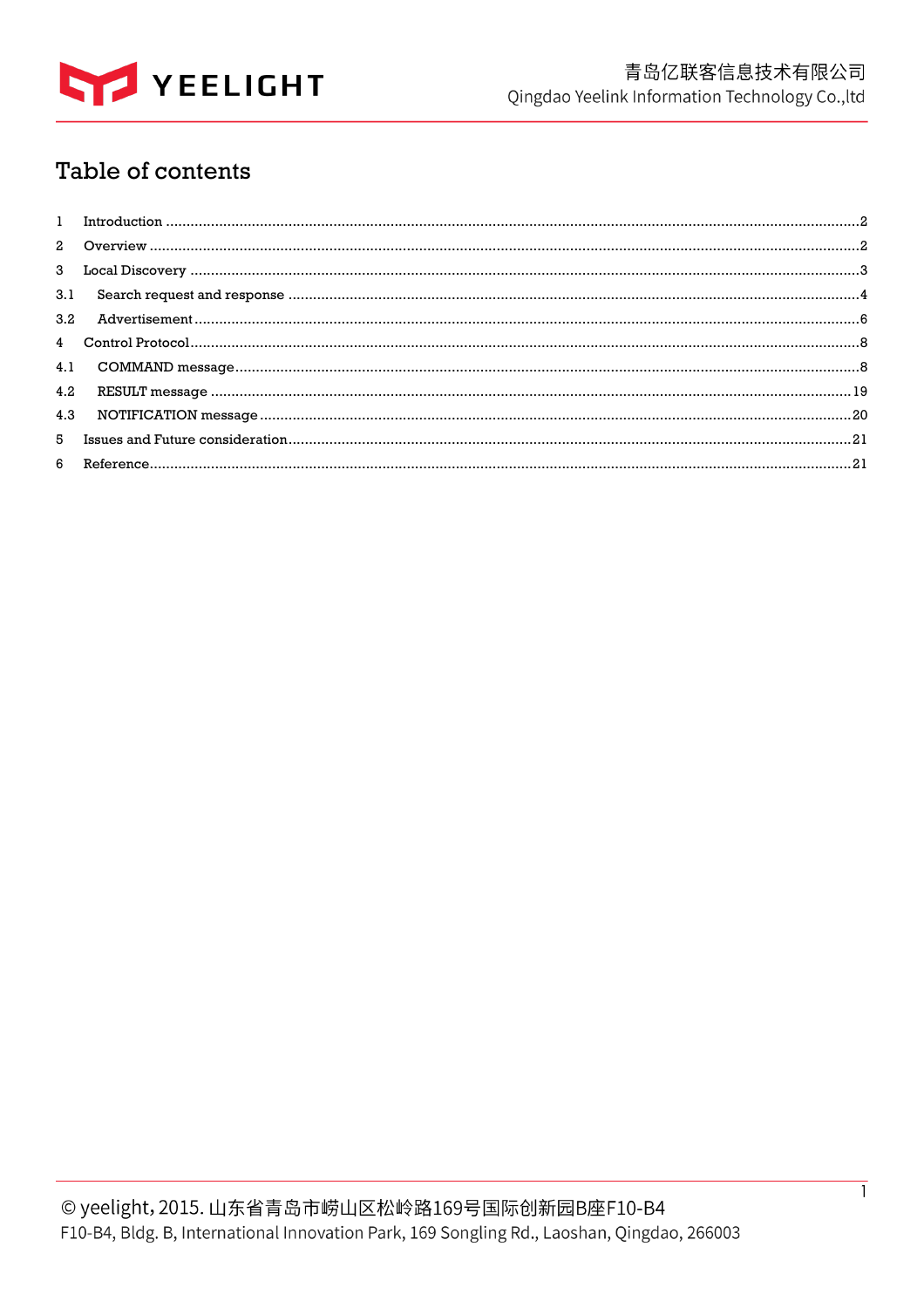# Table of contents

1 Introduction ........................................................................................................ 2

2 Overview ............................................................................................................. 2

3 Local Discovery ................................................................................................... 3

3.1 Search request and response ........................................................................ 4

3.2 Advertisement ............................................................................................... 6

4 Control Protocol ................................................................................................... 8

4.1 COMMAND message ..................................................................................... 8

4.2 RESULT message ......................................................................................... 19

4.3 NOTIFICATION message ............................................................................... 20

5 Issues and Future consideration ........................................................................ 21

6 Reference ........................................................................................................... 21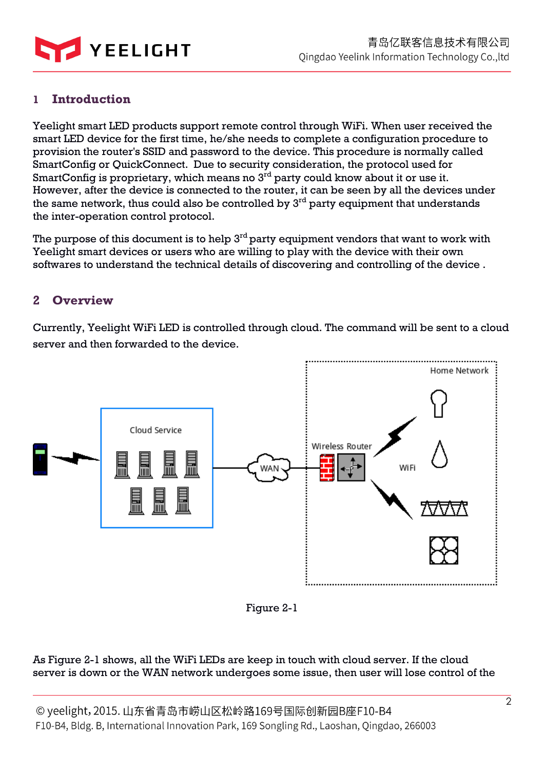# 1 Introduction

Yeelight smart LED products support remote control through WiFi. When user received the smart LED device for the first time, he/she needs to complete a configuration procedure to provision the router's SSID and password to the device. This procedure is normally called SmartConfig or QuickConnect. Due to security consideration, the protocol used for SmartConfig is proprietary, which means no 3rd party could know about it or use it. However, after the device is connected to the router, it can be seen by all the devices under the same network, thus could also be controlled by 3rd party equipment that understands the inter-operation control protocol.

The purpose of this document is to help 3rd party equipment vendors that want to work with Yeelight smart devices or users who are willing to play with the device with their own softwares to understand the technical details of discovering and controlling of the device .

# 2 Overview

Currently, Yeelight WiFi LED is controlled through cloud. The command will be sent to a cloud server and then forwarded to the device.

Figure 2-1

As Figure 2-1 shows, all the WiFi LEDs are keep in touch with cloud server. If the cloud server is down or the WAN network undergoes some issue, then user will lose control of the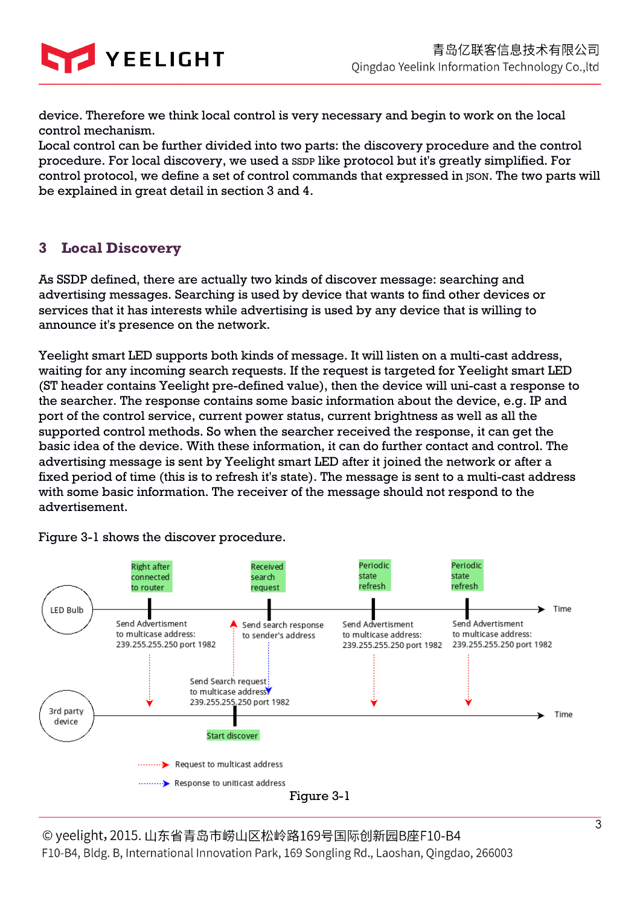device. Therefore we think local control is very necessary and begin to work on the local control mechanism.
Local control can be further divided into two parts: the discovery procedure and the control procedure. For local discovery, we used a SSDP like protocol but it's greatly simplified. For control protocol, we define a set of control commands that expressed in JSON. The two parts will be explained in great detail in section 3 and 4.

## 3 Local Discovery

As SSDP defined, there are actually two kinds of discover message: searching and advertising messages. Searching is used by device that wants to find other devices or services that it has interests while advertising is used by any device that is willing to announce it's presence on the network.

Yeelight smart LED supports both kinds of message. It will listen on a multi-cast address, waiting for any incoming search requests. If the request is targeted for Yeelight smart LED (ST header contains Yeelight pre-defined value), then the device will uni-cast a response to the searcher. The response contains some basic information about the device, e.g. IP and port of the control service, current power status, current brightness as well as all the supported control methods. So when the searcher received the response, it can get the basic idea of the device. With these information, it can do further contact and control. The advertising message is sent by Yeelight smart LED after it joined the network or after a fixed period of time (this is to refresh it's state). The message is sent to a multi-cast address with some basic information. The receiver of the message should not respond to the advertisement.

Figure 3-1 shows the discover procedure.

Figure 3-1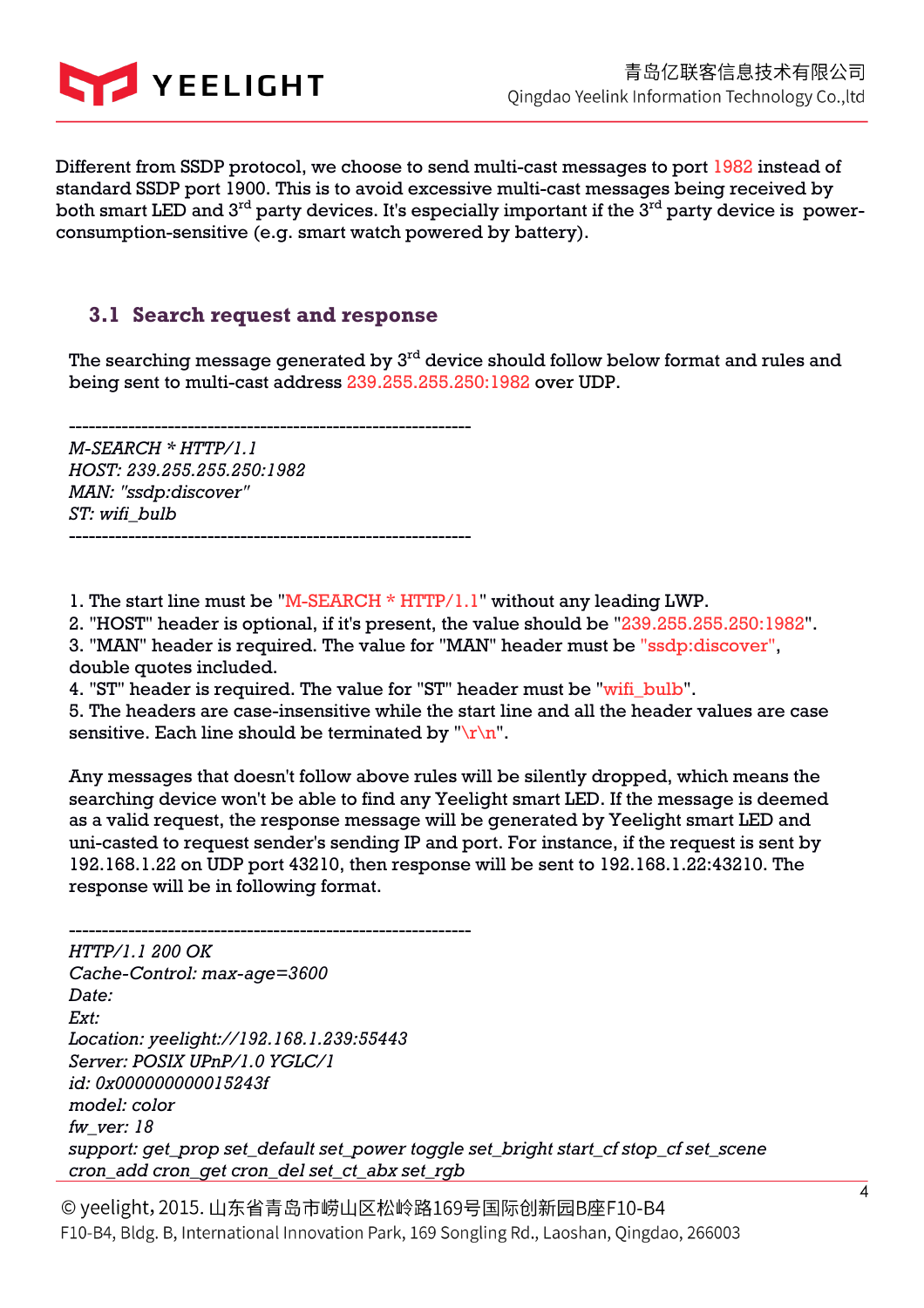Different from SSDP protocol, we choose to send multi-cast messages to port 1982 instead of standard SSDP port 1900. This is to avoid excessive multi-cast messages being received by both smart LED and 3rd party devices. It's especially important if the 3rd party device is power-consumption-sensitive (e.g. smart watch powered by battery).

## 3.1 Search request and response

The searching message generated by 3rd device should follow below format and rules and being sent to multi-cast address 239.255.255.250:1982 over UDP.

```
M-SEARCH * HTTP/1.1
HOST: 239.255.255.250:1982
MAN: "ssdp:discover"
ST: wifi_bulb
```

1. The start line must be "M-SEARCH * HTTP/1.1" without any leading LWP.
2. "HOST" header is optional, if it's present, the value should be "239.255.255.250:1982".
3. "MAN" header is required. The value for "MAN" header must be "ssdp:discover", double quotes included.
4. "ST" header is required. The value for "ST" header must be "wifi_bulb".
5. The headers are case-insensitive while the start line and all the header values are case sensitive. Each line should be terminated by "\r\n".

Any messages that doesn't follow above rules will be silently dropped, which means the searching device won't be able to find any Yeelight smart LED. If the message is deemed as a valid request, the response message will be generated by Yeelight smart LED and uni-casted to request sender's sending IP and port. For instance, if the request is sent by 192.168.1.22 on UDP port 43210, then response will be sent to 192.168.1.22:43210. The response will be in following format.

```
HTTP/1.1 200 OK
Cache-Control: max-age=3600
Date:
Ext:
Location: yeelight://192.168.1.239:55443
Server: POSIX UPnP/1.0 YGLC/1
id: 0x000000000015243f
model: color
fw_ver: 18
support: get_prop set_default set_power toggle set_bright start_cf stop_cf set_scene
cron_add cron_get cron_del set_ct_abx set_rgb
```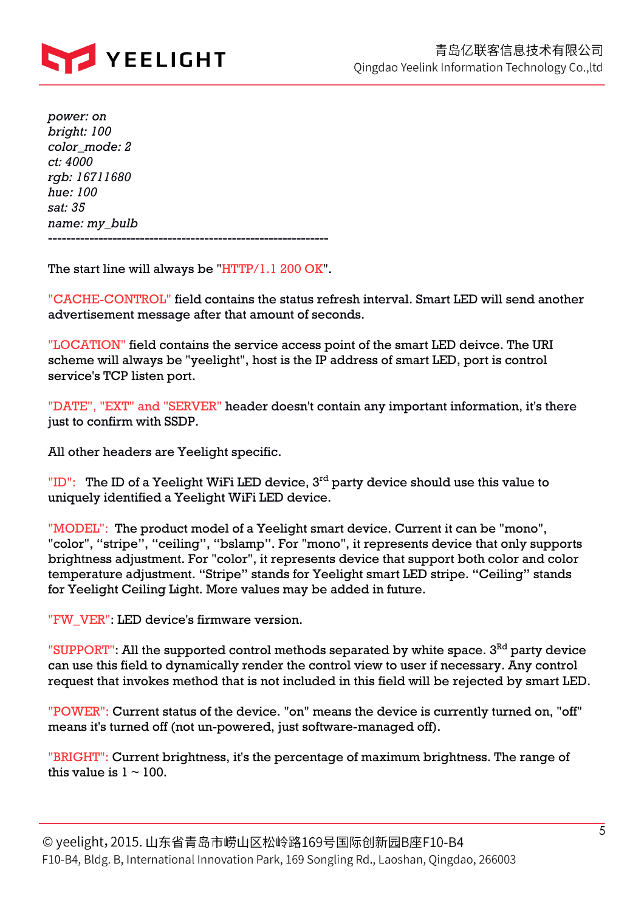*power: on*
*bright: 100*
*color_mode: 2*
*ct: 4000*
*rgb: 16711680*
*hue: 100*
*sat: 35*
*name: my_bulb*
---------------------------------------------------------------

The start line will always be "HTTP/1.1 200 OK".

"CACHE-CONTROL" field contains the status refresh interval. Smart LED will send another advertisement message after that amount of seconds.

"LOCATION" field contains the service access point of the smart LED deivce. The URI scheme will always be "yeelight", host is the IP address of smart LED, port is control service's TCP listen port.

"DATE", "EXT" and "SERVER" header doesn't contain any important information, it's there just to confirm with SSDP.

All other headers are Yeelight specific.

"ID": The ID of a Yeelight WiFi LED device, 3rd party device should use this value to uniquely identified a Yeelight WiFi LED device.

"MODEL": The product model of a Yeelight smart device. Current it can be "mono", "color", "stripe", "ceiling", "bslamp". For "mono", it represents device that only supports brightness adjustment. For "color", it represents device that support both color and color temperature adjustment. "Stripe" stands for Yeelight smart LED stripe. "Ceiling" stands for Yeelight Ceiling Light. More values may be added in future.

"FW_VER": LED device's firmware version.

"SUPPORT": All the supported control methods separated by white space. 3Rd party device can use this field to dynamically render the control view to user if necessary. Any control request that invokes method that is not included in this field will be rejected by smart LED.

"POWER": Current status of the device. "on" means the device is currently turned on, "off" means it's turned off (not un-powered, just software-managed off).

"BRIGHT": Current brightness, it's the percentage of maximum brightness. The range of this value is 1 ~ 100.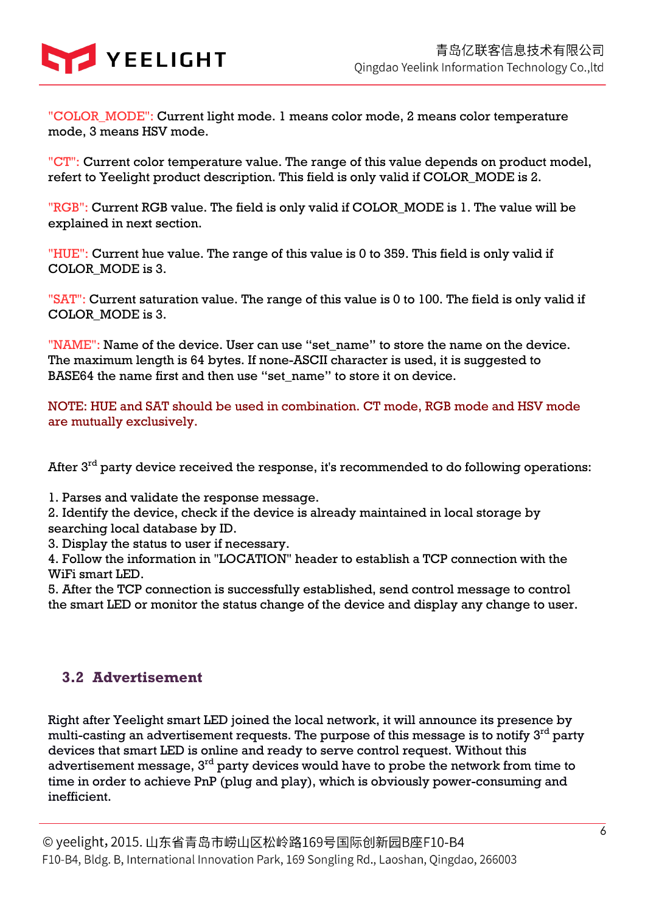"COLOR_MODE": Current light mode. 1 means color mode, 2 means color temperature mode, 3 means HSV mode.

"CT": Current color temperature value. The range of this value depends on product model, refert to Yeelight product description. This field is only valid if COLOR_MODE is 2.

"RGB": Current RGB value. The field is only valid if COLOR_MODE is 1. The value will be explained in next section.

"HUE": Current hue value. The range of this value is 0 to 359. This field is only valid if COLOR_MODE is 3.

"SAT": Current saturation value. The range of this value is 0 to 100. The field is only valid if COLOR_MODE is 3.

"NAME": Name of the device. User can use "set_name" to store the name on the device. The maximum length is 64 bytes. If none-ASCII character is used, it is suggested to BASE64 the name first and then use "set_name" to store it on device.

NOTE: HUE and SAT should be used in combination. CT mode, RGB mode and HSV mode are mutually exclusively.

After 3rd party device received the response, it's recommended to do following operations:

1. Parses and validate the response message.
2. Identify the device, check if the device is already maintained in local storage by searching local database by ID.
3. Display the status to user if necessary.
4. Follow the information in "LOCATION" header to establish a TCP connection with the WiFi smart LED.
5. After the TCP connection is successfully established, send control message to control the smart LED or monitor the status change of the device and display any change to user.

## 3.2 Advertisement

Right after Yeelight smart LED joined the local network, it will announce its presence by multi-casting an advertisement requests. The purpose of this message is to notify 3rd party devices that smart LED is online and ready to serve control request. Without this advertisement message, 3rd party devices would have to probe the network from time to time in order to achieve PnP (plug and play), which is obviously power-consuming and inefficient.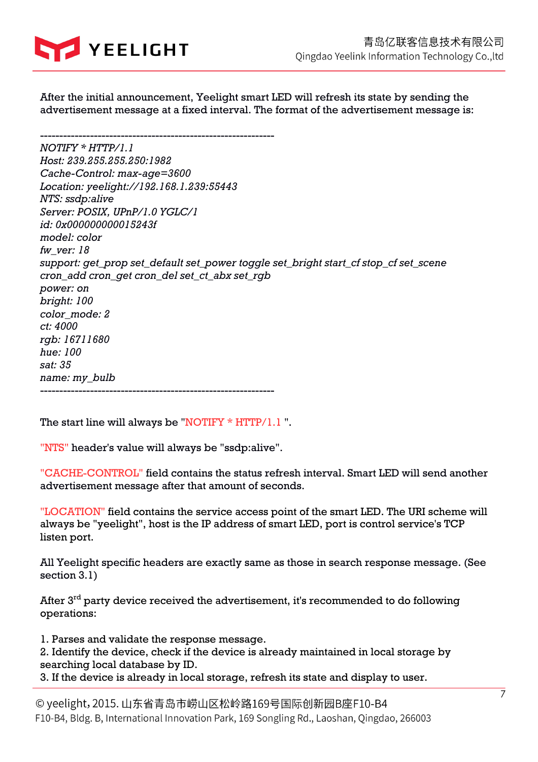After the initial announcement, Yeelight smart LED will refresh its state by sending the advertisement message at a fixed interval. The format of the advertisement message is:

```
---------------------------------------------------------------
NOTIFY * HTTP/1.1
Host: 239.255.255.250:1982
Cache-Control: max-age=3600
Location: yeelight://192.168.1.239:55443
NTS: ssdp:alive
Server: POSIX, UPnP/1.0 YGLC/1
id: 0x000000000015243f
model: color
fw_ver: 18
support: get_prop set_default set_power toggle set_bright start_cf stop_cf set_scene
cron_add cron_get cron_del set_ct_abx set_rgb
power: on
bright: 100
color_mode: 2
ct: 4000
rgb: 16711680
hue: 100
sat: 35
name: my_bulb
---------------------------------------------------------------
```

The start line will always be "NOTIFY * HTTP/1.1 ".

"NTS" header's value will always be "ssdp:alive".

"CACHE-CONTROL" field contains the status refresh interval. Smart LED will send another advertisement message after that amount of seconds.

"LOCATION" field contains the service access point of the smart LED. The URI scheme will always be "yeelight", host is the IP address of smart LED, port is control service's TCP listen port.

All Yeelight specific headers are exactly same as those in search response message. (See section 3.1)

After 3rd party device received the advertisement, it's recommended to do following operations:

1. Parses and validate the response message.
2. Identify the device, check if the device is already maintained in local storage by searching local database by ID.
3. If the device is already in local storage, refresh its state and display to user.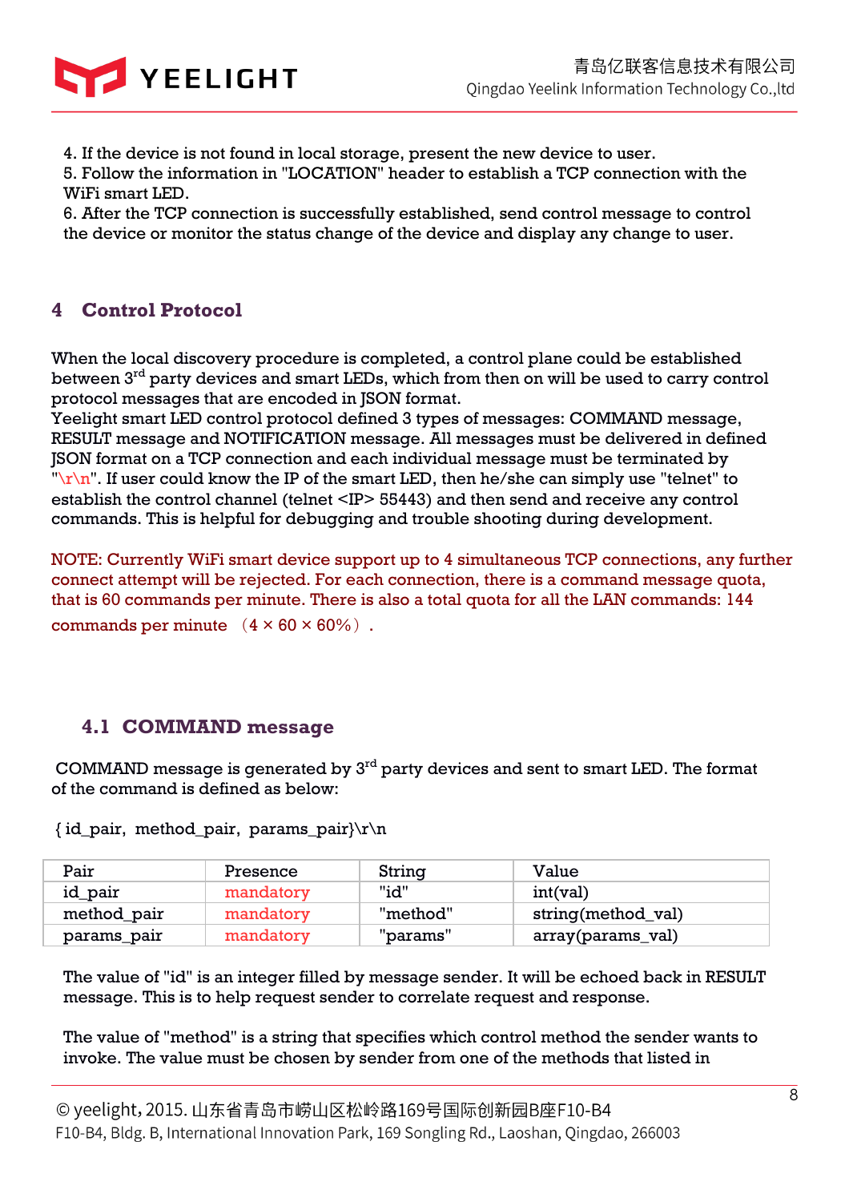4. If the device is not found in local storage, present the new device to user.
5. Follow the information in "LOCATION" header to establish a TCP connection with the WiFi smart LED.
6. After the TCP connection is successfully established, send control message to control the device or monitor the status change of the device and display any change to user.

# 4 Control Protocol

When the local discovery procedure is completed, a control plane could be established between 3rd party devices and smart LEDs, which from then on will be used to carry control protocol messages that are encoded in JSON format.
Yeelight smart LED control protocol defined 3 types of messages: COMMAND message, RESULT message and NOTIFICATION message. All messages must be delivered in defined JSON format on a TCP connection and each individual message must be terminated by "\r\n". If user could know the IP of the smart LED, then he/she can simply use "telnet" to establish the control channel (telnet <IP> 55443) and then send and receive any control commands. This is helpful for debugging and trouble shooting during development.

NOTE: Currently WiFi smart device support up to 4 simultaneous TCP connections, any further connect attempt will be rejected. For each connection, there is a command message quota, that is 60 commands per minute. There is also a total quota for all the LAN commands: 144 commands per minute （4 × 60 × 60%）.

## 4.1 COMMAND message

COMMAND message is generated by 3rd party devices and sent to smart LED. The format of the command is defined as below:

{ id_pair, method_pair, params_pair}\r\n

| Pair | Presence | String | Value |
|---|---|---|---|
| id_pair | mandatory | "id" | int(val) |
| method_pair | mandatory | "method" | string(method_val) |
| params_pair | mandatory | "params" | array(params_val) |

The value of "id" is an integer filled by message sender. It will be echoed back in RESULT message. This is to help request sender to correlate request and response.

The value of "method" is a string that specifies which control method the sender wants to invoke. The value must be chosen by sender from one of the methods that listed in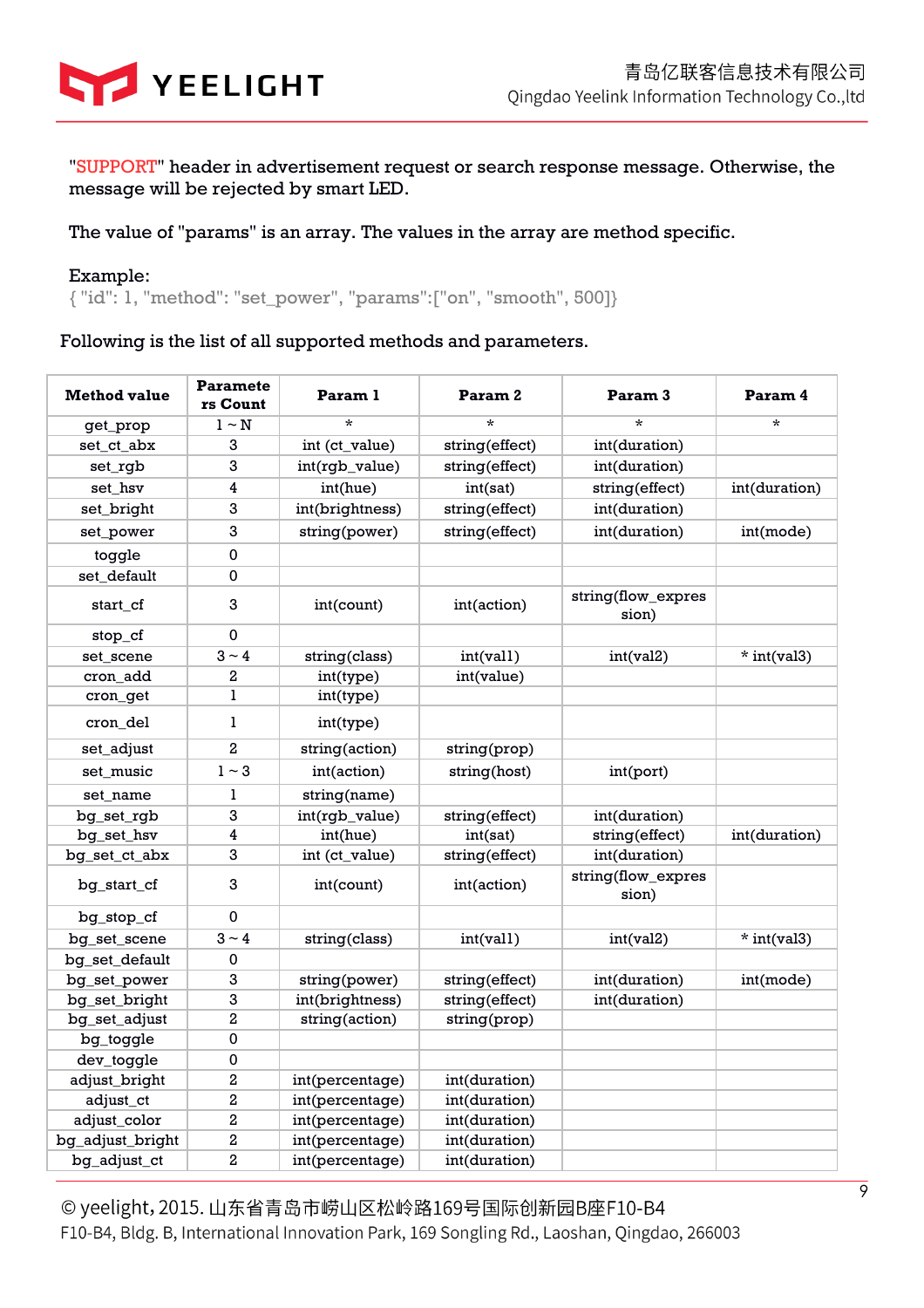"SUPPORT" header in advertisement request or search response message. Otherwise, the message will be rejected by smart LED.

The value of "params" is an array. The values in the array are method specific.

Example:
{ "id": 1, "method": "set_power", "params":["on", "smooth", 500]}

Following is the list of all supported methods and parameters.

| Method value | Parameters Count | Param 1 | Param 2 | Param 3 | Param 4 |
|---|---|---|---|---|---|
| get_prop | 1 ~ N | * | * | * | * |
| set_ct_abx | 3 | int (ct_value) | string(effect) | int(duration) | |
| set_rgb | 3 | int(rgb_value) | string(effect) | int(duration) | |
| set_hsv | 4 | int(hue) | int(sat) | string(effect) | int(duration) |
| set_bright | 3 | int(brightness) | string(effect) | int(duration) | |
| set_power | 3 | string(power) | string(effect) | int(duration) | int(mode) |
| toggle | 0 | | | | |
| set_default | 0 | | | | |
| start_cf | 3 | int(count) | int(action) | string(flow_expression) | |
| stop_cf | 0 | | | | |
| set_scene | 3 ~ 4 | string(class) | int(val1) | int(val2) | * int(val3) |
| cron_add | 2 | int(type) | int(value) | | |
| cron_get | 1 | int(type) | | | |
| cron_del | 1 | int(type) | | | |
| set_adjust | 2 | string(action) | string(prop) | | |
| set_music | 1 ~ 3 | int(action) | string(host) | int(port) | |
| set_name | 1 | string(name) | | | |
| bg_set_rgb | 3 | int(rgb_value) | string(effect) | int(duration) | |
| bg_set_hsv | 4 | int(hue) | int(sat) | string(effect) | int(duration) |
| bg_set_ct_abx | 3 | int (ct_value) | string(effect) | int(duration) | |
| bg_start_cf | 3 | int(count) | int(action) | string(flow_expression) | |
| bg_stop_cf | 0 | | | | |
| bg_set_scene | 3 ~ 4 | string(class) | int(val1) | int(val2) | * int(val3) |
| bg_set_default | 0 | | | | |
| bg_set_power | 3 | string(power) | string(effect) | int(duration) | int(mode) |
| bg_set_bright | 3 | int(brightness) | string(effect) | int(duration) | |
| bg_set_adjust | 2 | string(action) | string(prop) | | |
| bg_toggle | 0 | | | | |
| dev_toggle | 0 | | | | |
| adjust_bright | 2 | int(percentage) | int(duration) | | |
| adjust_ct | 2 | int(percentage) | int(duration) | | |
| adjust_color | 2 | int(percentage) | int(duration) | | |
| bg_adjust_bright | 2 | int(percentage) | int(duration) | | |
| bg_adjust_ct | 2 | int(percentage) | int(duration) | | |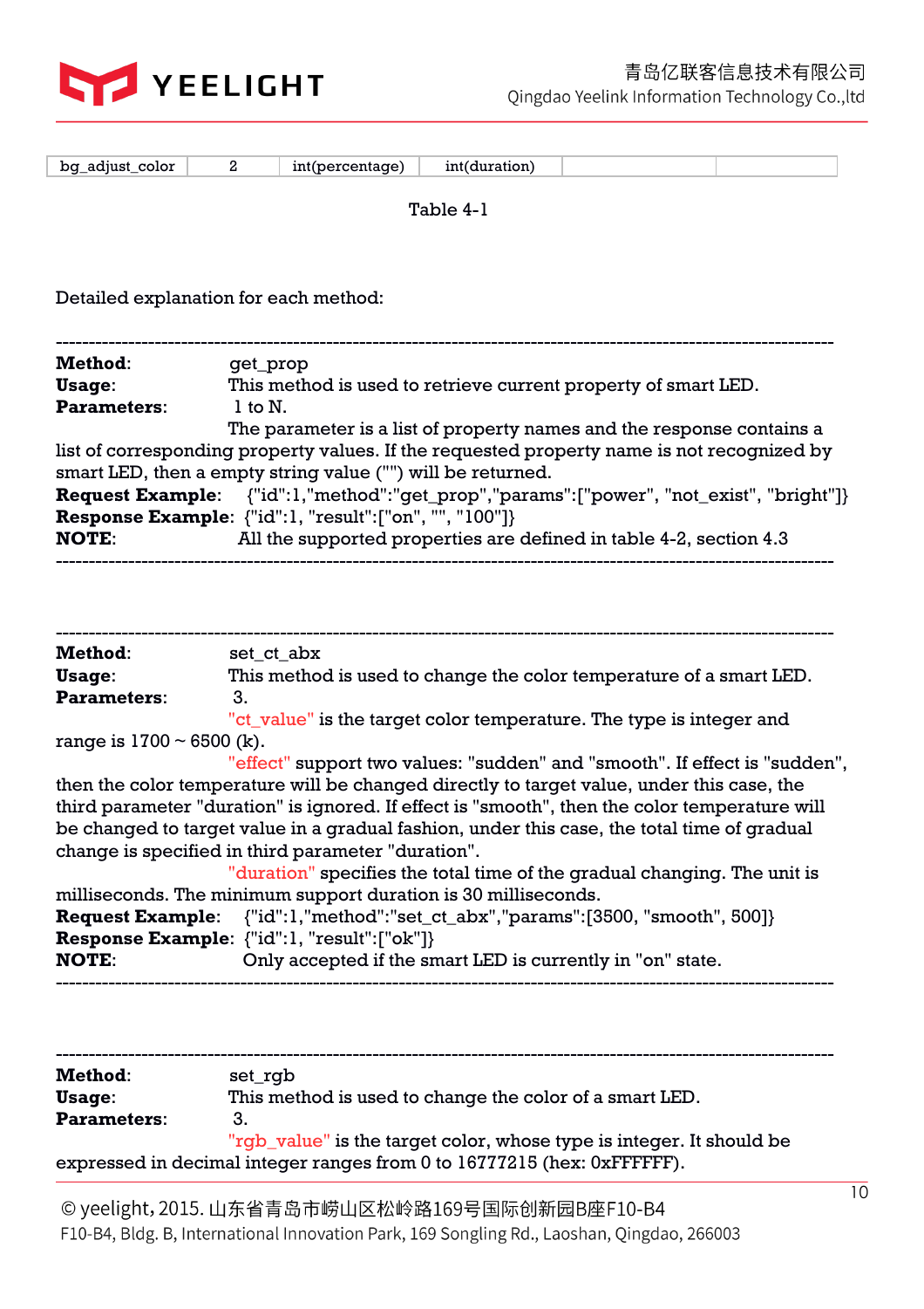| bg_adjust_color | 2 | int(percentage) | int(duration) | | |
|---|---|---|---|---|---|

Table 4-1

Detailed explanation for each method:

---

**Method**: get_prop
**Usage**: This method is used to retrieve current property of smart LED.
**Parameters**: 1 to N.
The parameter is a list of property names and the response contains a list of corresponding property values. If the requested property name is not recognized by smart LED, then a empty string value ("") will be returned.
**Request Example**: {"id":1,"method":"get_prop","params":["power", "not_exist", "bright"]}
**Response Example**: {"id":1, "result":["on", "", "100"]}
**NOTE**: All the supported properties are defined in table 4-2, section 4.3

---

---

**Method**: set_ct_abx
**Usage**: This method is used to change the color temperature of a smart LED.
**Parameters**: 3.
"ct_value" is the target color temperature. The type is integer and range is 1700 ~ 6500 (k).
"effect" support two values: "sudden" and "smooth". If effect is "sudden", then the color temperature will be changed directly to target value, under this case, the third parameter "duration" is ignored. If effect is "smooth", then the color temperature will be changed to target value in a gradual fashion, under this case, the total time of gradual change is specified in third parameter "duration".
"duration" specifies the total time of the gradual changing. The unit is milliseconds. The minimum support duration is 30 milliseconds.
**Request Example**: {"id":1,"method":"set_ct_abx","params":[3500, "smooth", 500]}
**Response Example**: {"id":1, "result":["ok"]}
**NOTE**: Only accepted if the smart LED is currently in "on" state.

---

---

**Method**: set_rgb
**Usage**: This method is used to change the color of a smart LED.
**Parameters**: 3.
"rgb_value" is the target color, whose type is integer. It should be expressed in decimal integer ranges from 0 to 16777215 (hex: 0xFFFFFF).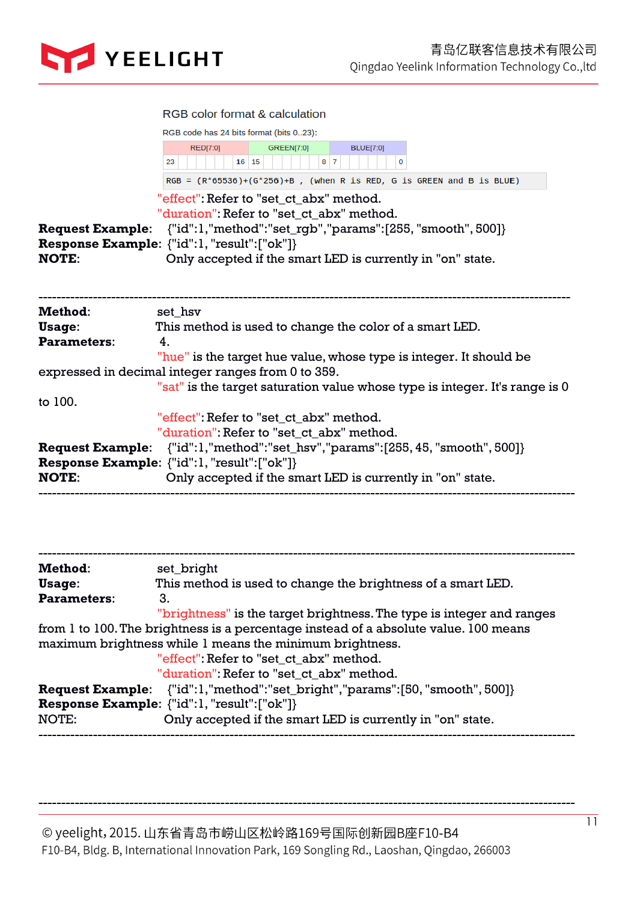RGB color format & calculation

RGB code has 24 bits format (bits 0..23):

| RED[7:0] | | GREEN[7:0] | | BLUE[7:0] | |
|---|---|---|---|---|---|
| 23 | 16 | 15 | 8 | 7 | 0 |

```
RGB = (R*65536)+(G*256)+B , (when R is RED, G is GREEN and B is BLUE)
```

"effect": Refer to "set_ct_abx" method.
"duration": Refer to "set_ct_abx" method.

**Request Example**: {"id":1,"method":"set_rgb","params":[255, "smooth", 500]}
**Response Example**: {"id":1, "result":["ok"]}
**NOTE**: Only accepted if the smart LED is currently in "on" state.

---

**Method**: set_hsv
**Usage**: This method is used to change the color of a smart LED.
**Parameters**: 4.

"hue" is the target hue value, whose type is integer. It should be expressed in decimal integer ranges from 0 to 359.
"sat" is the target saturation value whose type is integer. It's range is 0 to 100.
"effect": Refer to "set_ct_abx" method.
"duration": Refer to "set_ct_abx" method.

**Request Example**: {"id":1,"method":"set_hsv","params":[255, 45, "smooth", 500]}
**Response Example**: {"id":1, "result":["ok"]}
**NOTE**: Only accepted if the smart LED is currently in "on" state.

---

---

**Method**: set_bright
**Usage**: This method is used to change the brightness of a smart LED.
**Parameters**: 3.

"brightness" is the target brightness. The type is integer and ranges from 1 to 100. The brightness is a percentage instead of a absolute value. 100 means maximum brightness while 1 means the minimum brightness.
"effect": Refer to "set_ct_abx" method.
"duration": Refer to "set_ct_abx" method.

**Request Example**: {"id":1,"method":"set_bright","params":[50, "smooth", 500]}
**Response Example**: {"id":1, "result":["ok"]}
NOTE: Only accepted if the smart LED is currently in "on" state.

---

---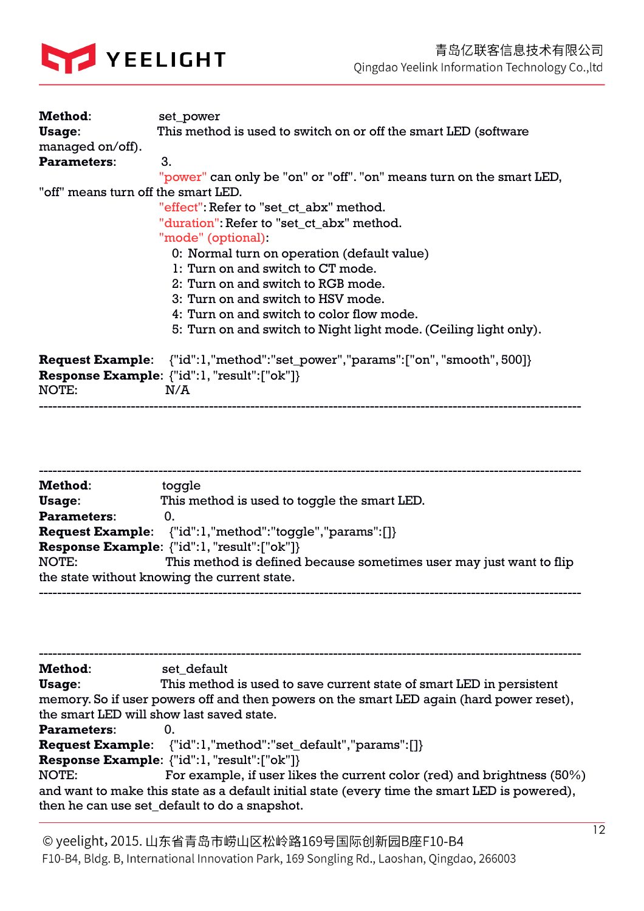**Method**: set_power
**Usage**: This method is used to switch on or off the smart LED (software managed on/off).
**Parameters**: 3.

"power" can only be "on" or "off". "on" means turn on the smart LED, "off" means turn off the smart LED.
"effect": Refer to "set_ct_abx" method.
"duration": Refer to "set_ct_abx" method.
"mode" (optional):

- 0: Normal turn on operation (default value)
- 1: Turn on and switch to CT mode.
- 2: Turn on and switch to RGB mode.
- 3: Turn on and switch to HSV mode.
- 4: Turn on and switch to color flow mode.
- 5: Turn on and switch to Night light mode. (Ceiling light only).

**Request Example**: {"id":1,"method":"set_power","params":["on", "smooth", 500]}
**Response Example**: {"id":1, "result":["ok"]}
NOTE: N/A

---

---

**Method**: toggle
**Usage**: This method is used to toggle the smart LED.
**Parameters**: 0.
**Request Example**: {"id":1,"method":"toggle","params":[]}
**Response Example**: {"id":1, "result":["ok"]}
NOTE: This method is defined because sometimes user may just want to flip the state without knowing the current state.

---

---

**Method**: set_default
**Usage**: This method is used to save current state of smart LED in persistent memory. So if user powers off and then powers on the smart LED again (hard power reset), the smart LED will show last saved state.
**Parameters**: 0.
**Request Example**: {"id":1,"method":"set_default","params":[]}
**Response Example**: {"id":1, "result":["ok"]}
NOTE: For example, if user likes the current color (red) and brightness (50%) and want to make this state as a default initial state (every time the smart LED is powered), then he can use set_default to do a snapshot.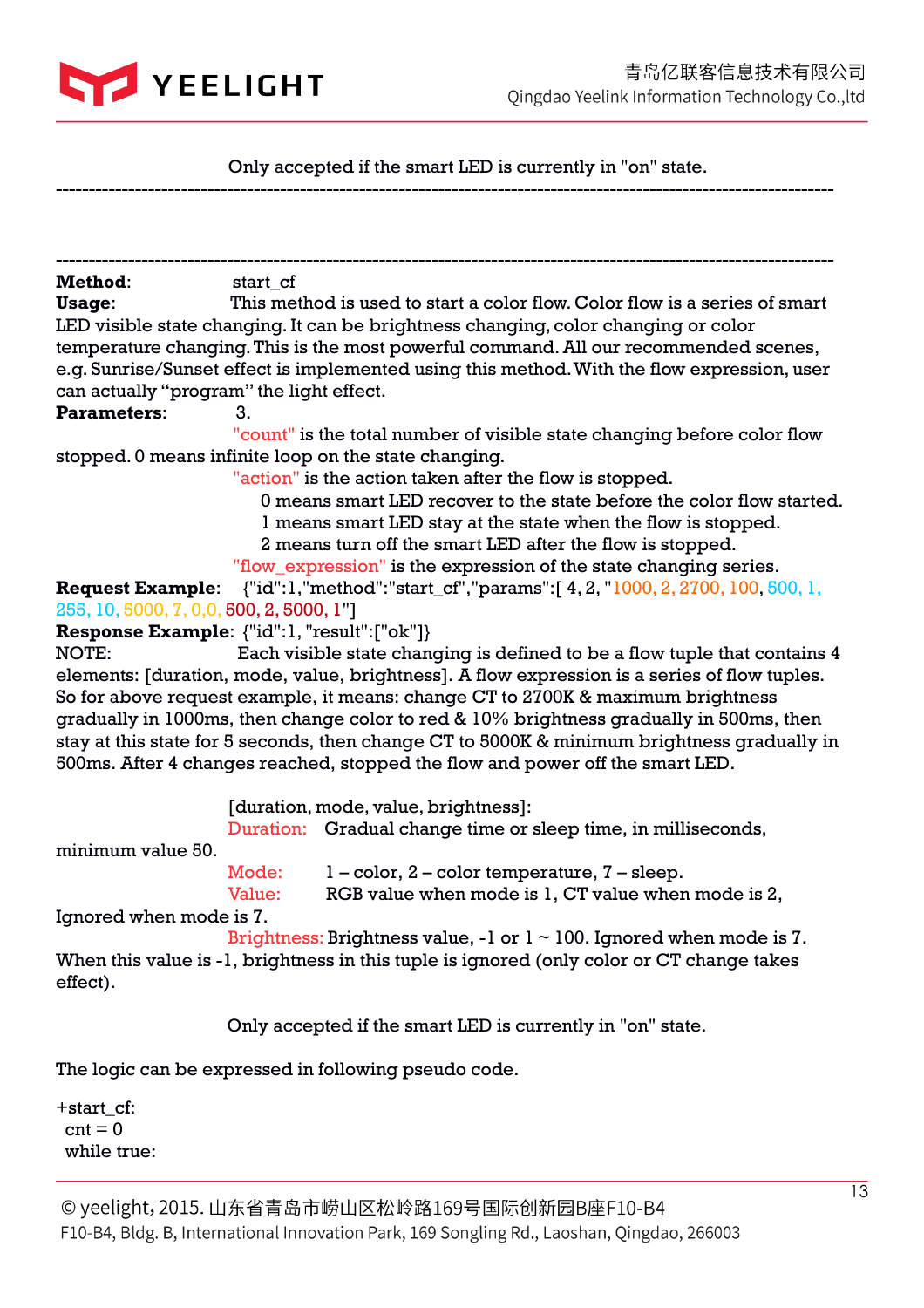Only accepted if the smart LED is currently in "on" state.

---

---

**Method**: start_cf

**Usage**: This method is used to start a color flow. Color flow is a series of smart LED visible state changing. It can be brightness changing, color changing or color temperature changing. This is the most powerful command. All our recommended scenes, e.g. Sunrise/Sunset effect is implemented using this method. With the flow expression, user can actually "program" the light effect.

**Parameters**: 3.

"count" is the total number of visible state changing before color flow stopped. 0 means infinite loop on the state changing.

"action" is the action taken after the flow is stopped.

0 means smart LED recover to the state before the color flow started.

1 means smart LED stay at the state when the flow is stopped.

2 means turn off the smart LED after the flow is stopped.

"flow_expression" is the expression of the state changing series.

**Request Example**: {"id":1,"method":"start_cf","params":[ 4, 2, "1000, 2, 2700, 100, 500, 1, 255, 10, 5000, 7, 0,0, 500, 2, 5000, 1"]

**Response Example**: {"id":1, "result":["ok"]}

NOTE: Each visible state changing is defined to be a flow tuple that contains 4 elements: [duration, mode, value, brightness]. A flow expression is a series of flow tuples. So for above request example, it means: change CT to 2700K & maximum brightness gradually in 1000ms, then change color to red & 10% brightness gradually in 500ms, then stay at this state for 5 seconds, then change CT to 5000K & minimum brightness gradually in 500ms. After 4 changes reached, stopped the flow and power off the smart LED.

[duration, mode, value, brightness]:

Duration: Gradual change time or sleep time, in milliseconds, minimum value 50.

Mode: 1 – color, 2 – color temperature, 7 – sleep.

Value: RGB value when mode is 1, CT value when mode is 2, Ignored when mode is 7.

Brightness: Brightness value, -1 or 1 ~ 100. Ignored when mode is 7. When this value is -1, brightness in this tuple is ignored (only color or CT change takes effect).

Only accepted if the smart LED is currently in "on" state.

The logic can be expressed in following pseudo code.

```
+start_cf:
 cnt = 0
 while true:
```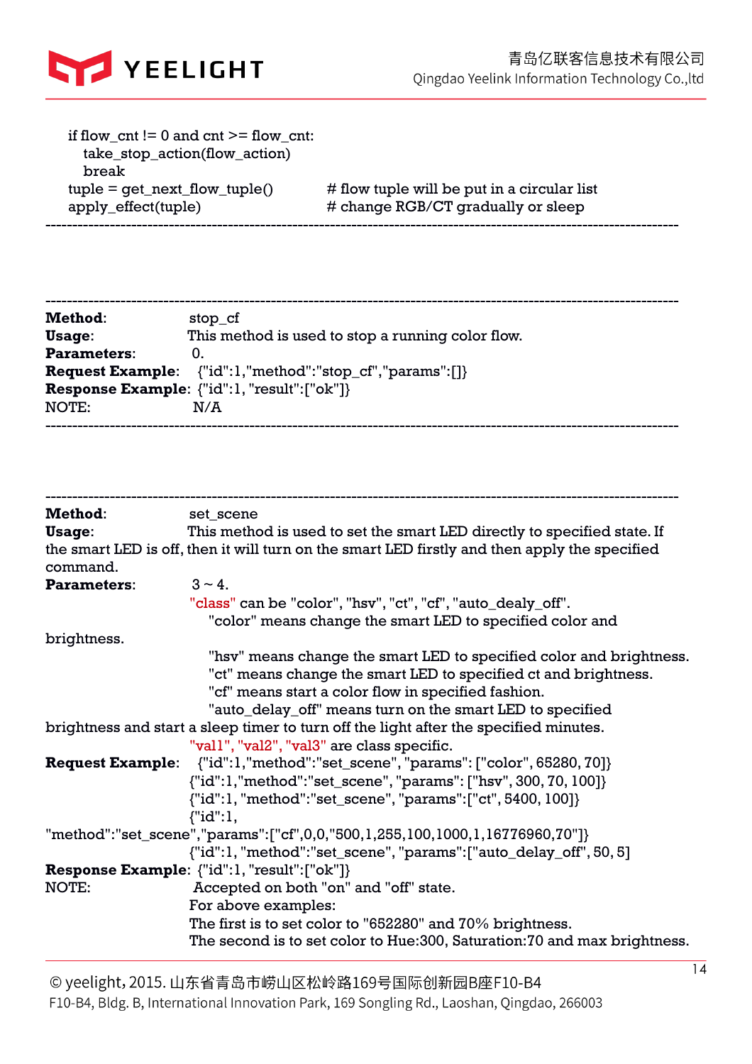```
if flow_cnt != 0 and cnt >= flow_cnt:
    take_stop_action(flow_action)
    break
tuple = get_next_flow_tuple()          # flow tuple will be put in a circular list
apply_effect(tuple)                    # change RGB/CT gradually or sleep
```

---

---

**Method**: stop_cf

**Usage**: This method is used to stop a running color flow.

**Parameters**: 0.

**Request Example**: {"id":1,"method":"stop_cf","params":[]}

**Response Example**: {"id":1, "result":["ok"]}

NOTE: N/A

---

---

**Method**: set_scene

**Usage**: This method is used to set the smart LED directly to specified state. If the smart LED is off, then it will turn on the smart LED firstly and then apply the specified command.

**Parameters**: 3 ~ 4.

"class" can be "color", "hsv", "ct", "cf", "auto_dealy_off".

"color" means change the smart LED to specified color and brightness.

"hsv" means change the smart LED to specified color and brightness.

"ct" means change the smart LED to specified ct and brightness.

"cf" means start a color flow in specified fashion.

"auto_delay_off" means turn on the smart LED to specified brightness and start a sleep timer to turn off the light after the specified minutes.

"val1", "val2", "val3" are class specific.

**Request Example**: {"id":1,"method":"set_scene", "params": ["color", 65280, 70]}

{"id":1,"method":"set_scene", "params": ["hsv", 300, 70, 100]}

{"id":1, "method":"set_scene", "params":["ct", 5400, 100]}

{"id":1, "method":"set_scene","params":["cf",0,0,"500,1,255,100,1000,1,16776960,70"]}

{"id":1, "method":"set_scene", "params":["auto_delay_off", 50, 5]

**Response Example**: {"id":1, "result":["ok"]}

NOTE: Accepted on both "on" and "off" state.

For above examples:

The first is to set color to "652280" and 70% brightness.

The second is to set color to Hue:300, Saturation:70 and max brightness.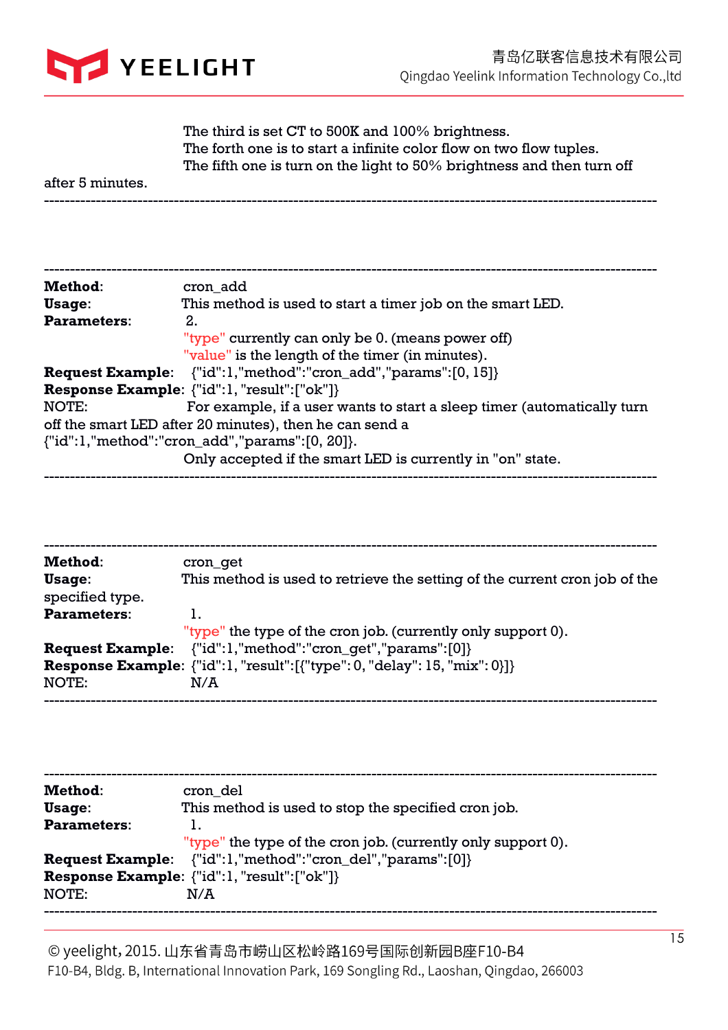The third is set CT to 500K and 100% brightness.
The forth one is to start a infinite color flow on two flow tuples.
The fifth one is turn on the light to 50% brightness and then turn off after 5 minutes.

---

---

**Method**: cron_add
**Usage**: This method is used to start a timer job on the smart LED.
**Parameters**: 2.
"type" currently can only be 0. (means power off)
"value" is the length of the timer (in minutes).
**Request Example**: {"id":1,"method":"cron_add","params":[0, 15]}
**Response Example**: {"id":1, "result":["ok"]}
NOTE: For example, if a user wants to start a sleep timer (automatically turn off the smart LED after 20 minutes), then he can send a {"id":1,"method":"cron_add","params":[0, 20]}.
Only accepted if the smart LED is currently in "on" state.

---

---

**Method**: cron_get
**Usage**: This method is used to retrieve the setting of the current cron job of the specified type.
**Parameters**: 1.
"type" the type of the cron job. (currently only support 0).
**Request Example**: {"id":1,"method":"cron_get","params":[0]}
**Response Example**: {"id":1, "result":[{"type": 0, "delay": 15, "mix": 0}]}
NOTE: N/A

---

---

**Method**: cron_del
**Usage**: This method is used to stop the specified cron job.
**Parameters**: 1.
"type" the type of the cron job. (currently only support 0).
**Request Example**: {"id":1,"method":"cron_del","params":[0]}
**Response Example**: {"id":1, "result":["ok"]}
NOTE: N/A

---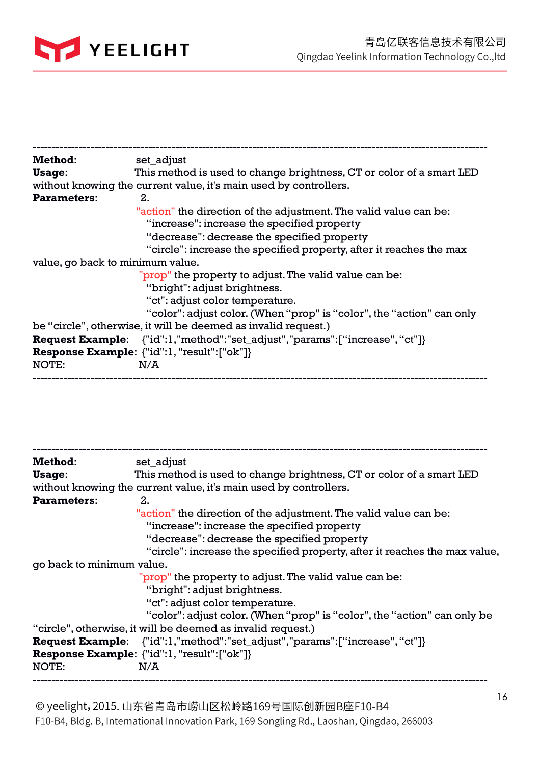---

**Method**: set_adjust
**Usage**: This method is used to change brightness, CT or color of a smart LED without knowing the current value, it's main used by controllers.
**Parameters**: 2.

"action" the direction of the adjustment. The valid value can be:
"increase": increase the specified property
"decrease": decrease the specified property
"circle": increase the specified property, after it reaches the max value, go back to minimum value.

"prop" the property to adjust. The valid value can be:
"bright": adjust brightness.
"ct": adjust color temperature.
"color": adjust color. (When "prop" is "color", the "action" can only be "circle", otherwise, it will be deemed as invalid request.)

**Request Example**: {"id":1,"method":"set_adjust","params":["increase", "ct"]}
**Response Example**: {"id":1, "result":["ok"]}
NOTE: N/A

---

---

**Method**: set_adjust
**Usage**: This method is used to change brightness, CT or color of a smart LED without knowing the current value, it's main used by controllers.
**Parameters**: 2.

"action" the direction of the adjustment. The valid value can be:
"increase": increase the specified property
"decrease": decrease the specified property
"circle": increase the specified property, after it reaches the max value, go back to minimum value.

"prop" the property to adjust. The valid value can be:
"bright": adjust brightness.
"ct": adjust color temperature.
"color": adjust color. (When "prop" is "color", the "action" can only be "circle", otherwise, it will be deemed as invalid request.)

**Request Example**: {"id":1,"method":"set_adjust","params":["increase", "ct"]}
**Response Example**: {"id":1, "result":["ok"]}
NOTE: N/A

---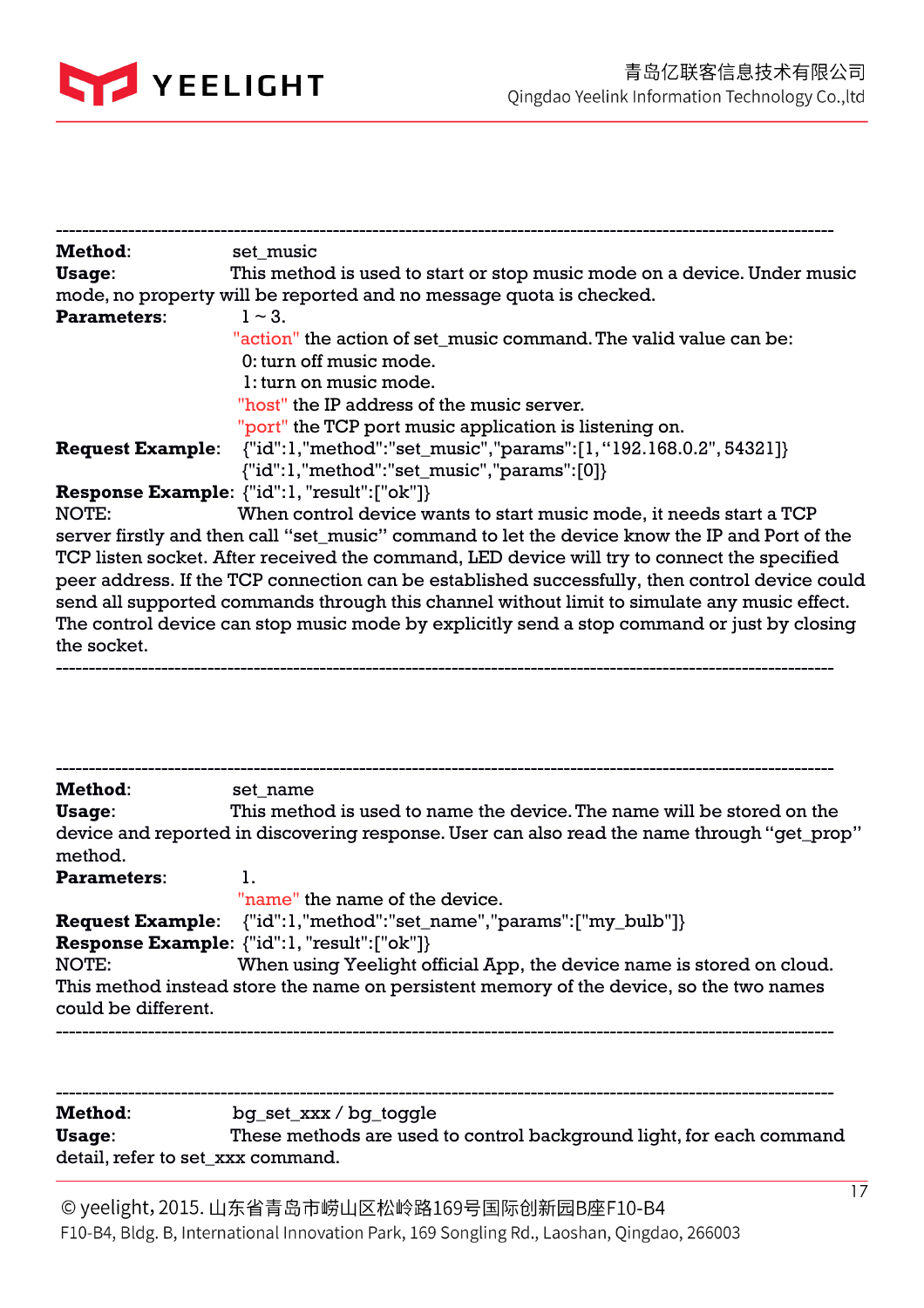---

**Method**: set_music

**Usage**: This method is used to start or stop music mode on a device. Under music mode, no property will be reported and no message quota is checked.

**Parameters**: 1 ~ 3.

"action" the action of set_music command. The valid value can be:
0: turn off music mode.
1: turn on music mode.

"host" the IP address of the music server.

"port" the TCP port music application is listening on.

**Request Example**: {"id":1,"method":"set_music","params":[1,"192.168.0.2", 54321]}
{"id":1,"method":"set_music","params":[0]}

**Response Example**: {"id":1, "result":["ok"]}

NOTE: When control device wants to start music mode, it needs start a TCP server firstly and then call "set_music" command to let the device know the IP and Port of the TCP listen socket. After received the command, LED device will try to connect the specified peer address. If the TCP connection can be established successfully, then control device could send all supported commands through this channel without limit to simulate any music effect. The control device can stop music mode by explicitly send a stop command or just by closing the socket.

---

---

**Method**: set_name

**Usage**: This method is used to name the device. The name will be stored on the device and reported in discovering response. User can also read the name through "get_prop" method.

**Parameters**: 1.

"name" the name of the device.

**Request Example**: {"id":1,"method":"set_name","params":["my_bulb"]}

**Response Example**: {"id":1, "result":["ok"]}

NOTE: When using Yeelight official App, the device name is stored on cloud. This method instead store the name on persistent memory of the device, so the two names could be different.

---

---

**Method**: bg_set_xxx / bg_toggle

**Usage**: These methods are used to control background light, for each command detail, refer to set_xxx command.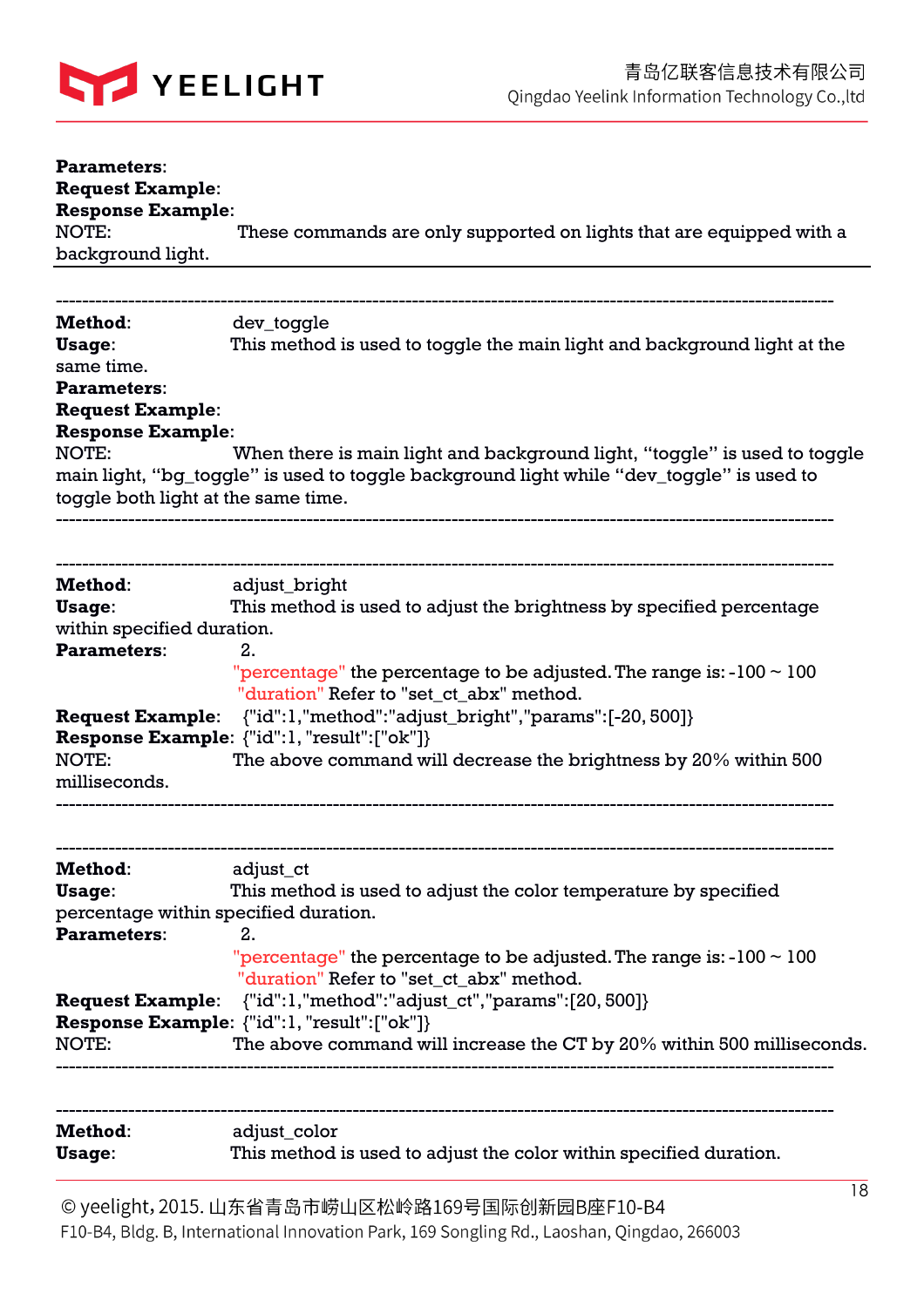**Parameters**:
**Request Example**:
**Response Example**:
NOTE: These commands are only supported on lights that are equipped with a background light.

---

**Method**: dev_toggle
**Usage**: This method is used to toggle the main light and background light at the same time.
**Parameters**:
**Request Example**:
**Response Example**:
NOTE: When there is main light and background light, "toggle" is used to toggle main light, "bg_toggle" is used to toggle background light while "dev_toggle" is used to toggle both light at the same time.

---

**Method**: adjust_bright
**Usage**: This method is used to adjust the brightness by specified percentage within specified duration.
**Parameters**: 2.
"percentage" the percentage to be adjusted. The range is: -100 ~ 100
"duration" Refer to "set_ct_abx" method.
**Request Example**: {"id":1,"method":"adjust_bright","params":[-20, 500]}
**Response Example**: {"id":1, "result":["ok"]}
NOTE: The above command will decrease the brightness by 20% within 500 milliseconds.

---

**Method**: adjust_ct
**Usage**: This method is used to adjust the color temperature by specified percentage within specified duration.
**Parameters**: 2.
"percentage" the percentage to be adjusted. The range is: -100 ~ 100
"duration" Refer to "set_ct_abx" method.
**Request Example**: {"id":1,"method":"adjust_ct","params":[20, 500]}
**Response Example**: {"id":1, "result":["ok"]}
NOTE: The above command will increase the CT by 20% within 500 milliseconds.

---

**Method**: adjust_color
**Usage**: This method is used to adjust the color within specified duration.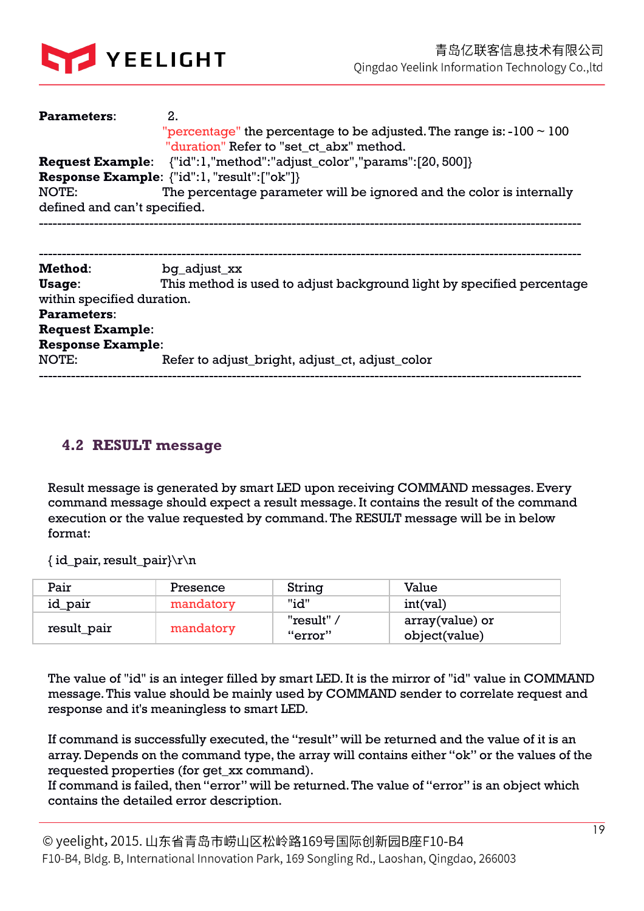**Parameters**: 2.

"percentage" the percentage to be adjusted. The range is: -100 ~ 100

"duration" Refer to "set_ct_abx" method.

**Request Example**: {"id":1,"method":"adjust_color","params":[20, 500]}

**Response Example**: {"id":1, "result":["ok"]}

NOTE: The percentage parameter will be ignored and the color is internally defined and can't specified.

---

---

**Method**: bg_adjust_xx

**Usage**: This method is used to adjust background light by specified percentage within specified duration.

**Parameters**:

**Request Example**:

**Response Example**:

NOTE: Refer to adjust_bright, adjust_ct, adjust_color

---

## 4.2 RESULT message

Result message is generated by smart LED upon receiving COMMAND messages. Every command message should expect a result message. It contains the result of the command execution or the value requested by command. The RESULT message will be in below format:

{ id_pair, result_pair}\r\n

| Pair | Presence | String | Value |
|---|---|---|---|
| id_pair | mandatory | "id" | int(val) |
| result_pair | mandatory | "result" / "error" | array(value) or object(value) |

The value of "id" is an integer filled by smart LED. It is the mirror of "id" value in COMMAND message. This value should be mainly used by COMMAND sender to correlate request and response and it's meaningless to smart LED.

If command is successfully executed, the "result" will be returned and the value of it is an array. Depends on the command type, the array will contains either "ok" or the values of the requested properties (for get_xx command).
If command is failed, then "error" will be returned. The value of "error" is an object which contains the detailed error description.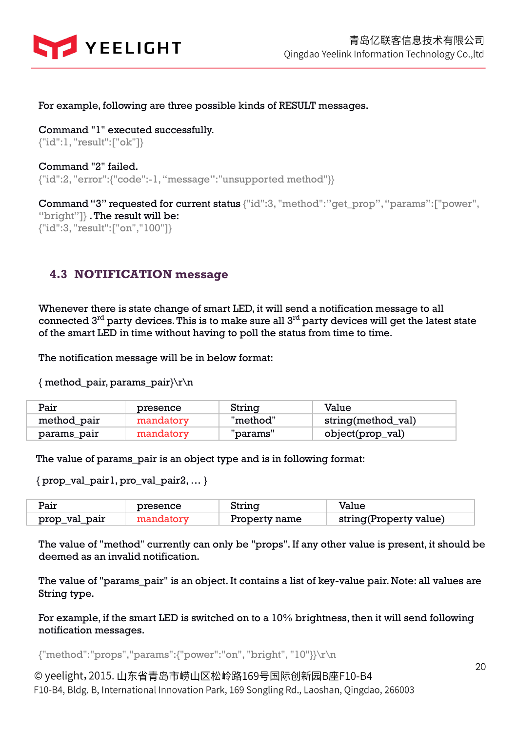For example, following are three possible kinds of RESULT messages.

Command "1" executed successfully.
{"id":1, "result":["ok"]}

Command "2" failed.
{"id":2, "error":{"code":-1, “message”:"unsupported method"}}

Command “3” requested for current status {"id":3, "method":”get_prop”, “params”:["power", “bright”]} . The result will be:
{"id":3, "result":["on","100"]}

## 4.3 NOTIFICATION message

Whenever there is state change of smart LED, it will send a notification message to all connected 3rd party devices. This is to make sure all 3rd party devices will get the latest state of the smart LED in time without having to poll the status from time to time.

The notification message will be in below format:

{ method_pair, params_pair}\r\n

| Pair | presence | String | Value |
|---|---|---|---|
| method_pair | mandatory | "method" | string(method_val) |
| params_pair | mandatory | "params" | object(prop_val) |

The value of params_pair is an object type and is in following format:

{ prop_val_pair1, pro_val_pair2, … }

| Pair | presence | String | Value |
|---|---|---|---|
| prop_val_pair | mandatory | Property name | string(Property value) |

The value of "method" currently can only be "props". If any other value is present, it should be deemed as an invalid notification.

The value of "params_pair" is an object. It contains a list of key-value pair. Note: all values are String type.

For example, if the smart LED is switched on to a 10% brightness, then it will send following notification messages.

{"method":"props","params":{"power":"on", "bright", "10"}}\r\n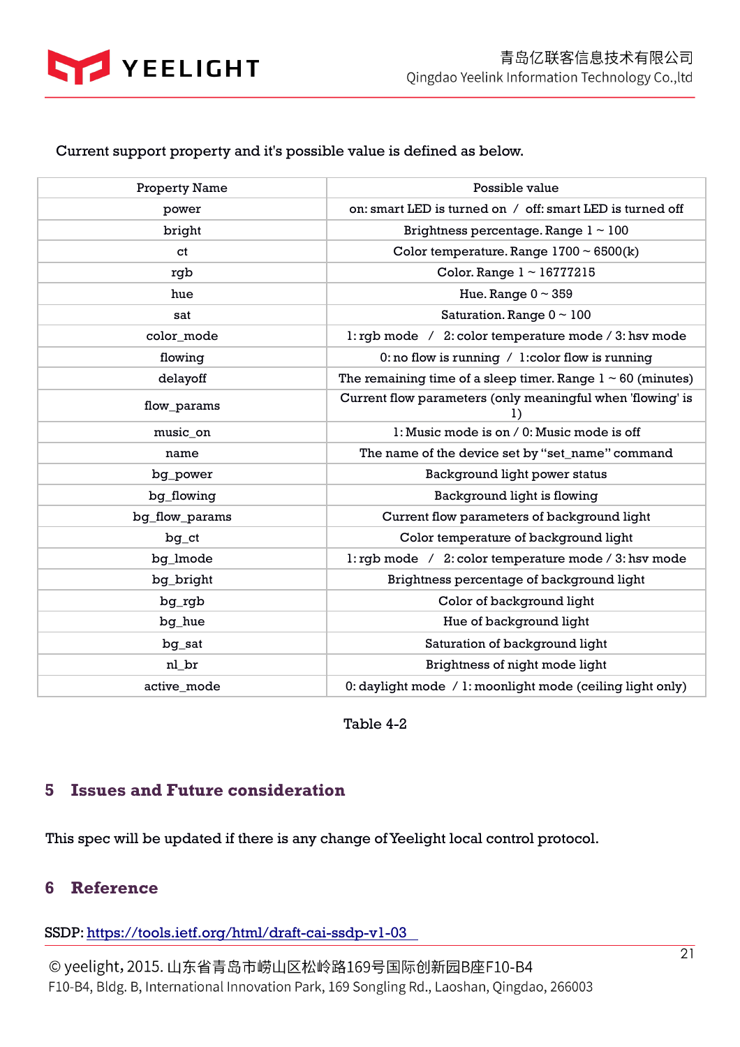Current support property and it's possible value is defined as below.

| Property Name | Possible value |
|---|---|
| power | on: smart LED is turned on / off: smart LED is turned off |
| bright | Brightness percentage. Range 1 ~ 100 |
| ct | Color temperature. Range 1700 ~ 6500(k) |
| rgb | Color. Range 1 ~ 16777215 |
| hue | Hue. Range 0 ~ 359 |
| sat | Saturation. Range 0 ~ 100 |
| color_mode | 1: rgb mode / 2: color temperature mode / 3: hsv mode |
| flowing | 0: no flow is running / 1:color flow is running |
| delayoff | The remaining time of a sleep timer. Range 1 ~ 60 (minutes) |
| flow_params | Current flow parameters (only meaningful when 'flowing' is 1) |
| music_on | 1: Music mode is on / 0: Music mode is off |
| name | The name of the device set by "set_name" command |
| bg_power | Background light power status |
| bg_flowing | Background light is flowing |
| bg_flow_params | Current flow parameters of background light |
| bg_ct | Color temperature of background light |
| bg_lmode | 1: rgb mode / 2: color temperature mode / 3: hsv mode |
| bg_bright | Brightness percentage of background light |
| bg_rgb | Color of background light |
| bg_hue | Hue of background light |
| bg_sat | Saturation of background light |
| nl_br | Brightness of night mode light |
| active_mode | 0: daylight mode / 1: moonlight mode (ceiling light only) |

Table 4-2

## 5 Issues and Future consideration

This spec will be updated if there is any change of Yeelight local control protocol.

## 6 Reference

SSDP: https://tools.ietf.org/html/draft-cai-ssdp-v1-03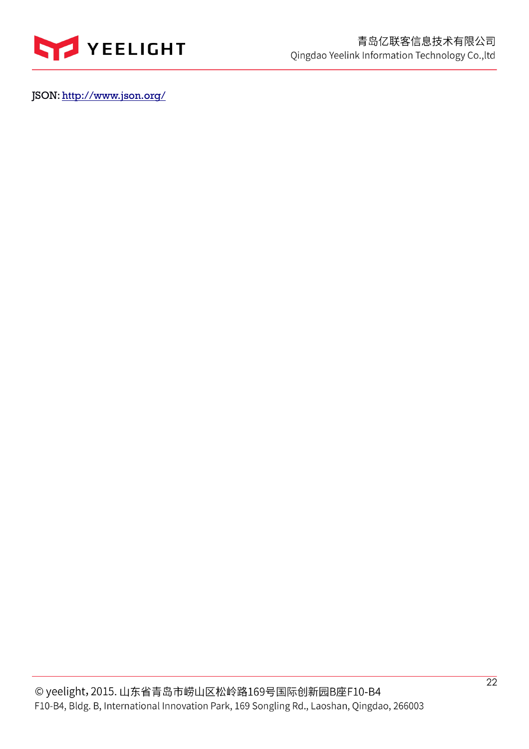JSON: http://www.json.org/